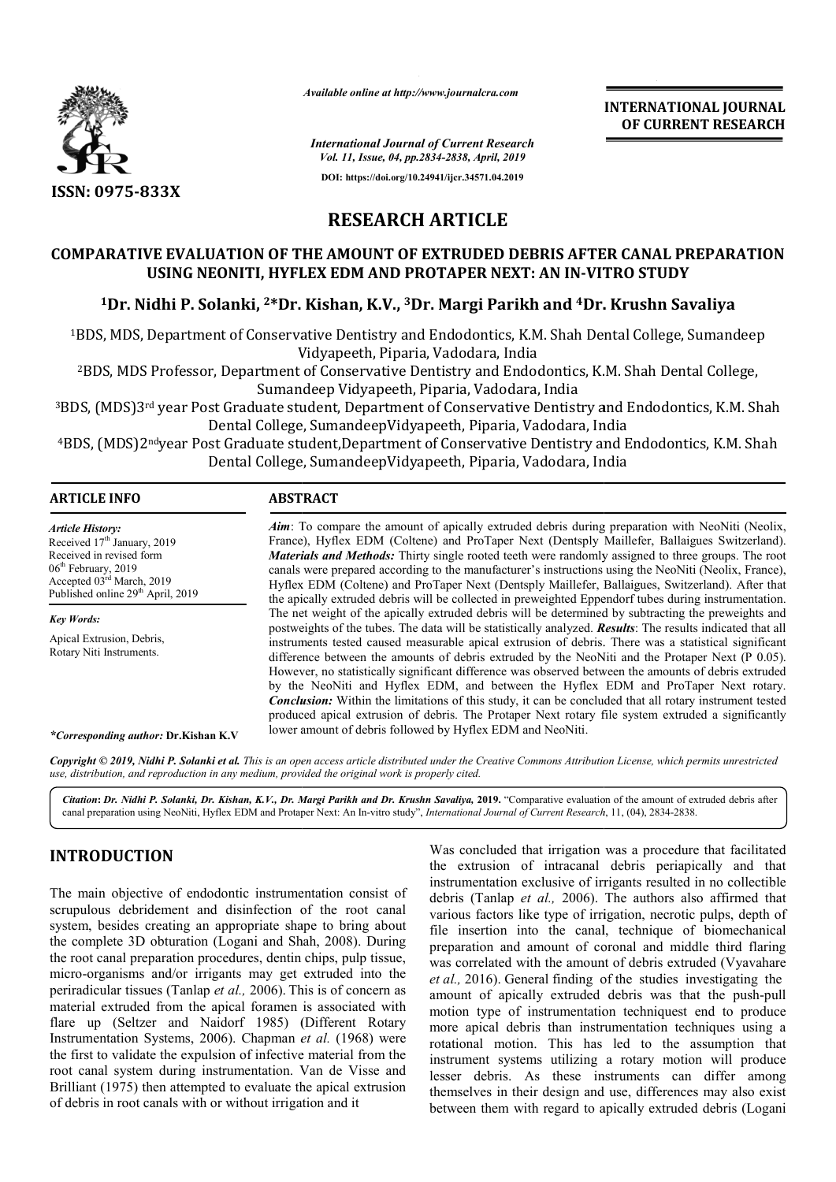*Available online at http://www.journalcra.com*

*International Journal of Current Research*
*Vol. 11, Issue, 04, pp.2834-2838, April, 2019*

**DOI: https://doi.org/10.24941/ijcr.34571.04.2019**

**ISSN: 0975-833X**

**INTERNATIONAL JOURNAL OF CURRENT RESEARCH**

# RESEARCH ARTICLE

## COMPARATIVE EVALUATION OF THE AMOUNT OF EXTRUDED DEBRIS AFTER CANAL PREPARATION USING NEONITI, HYFLEX EDM AND PROTAPER NEXT: AN IN-VITRO STUDY

**[1]Dr. Nidhi P. Solanki, [2]*Dr. Kishan, K.V., [3]Dr. Margi Parikh and [4]Dr. Krushn Savaliya**

[1]BDS, MDS, Department of Conservative Dentistry and Endodontics, K.M. Shah Dental College, Sumandeep Vidyapeeth, Piparia, Vadodara, India

[2]BDS, MDS Professor, Department of Conservative Dentistry and Endodontics, K.M. Shah Dental College, Sumandeep Vidyapeeth, Piparia, Vadodara, India

[3]BDS, (MDS)3rd year Post Graduate student, Department of Conservative Dentistry and Endodontics, K.M. Shah Dental College, SumandeepVidyapeeth, Piparia, Vadodara, India

[4]BDS, (MDS)2ndyear Post Graduate student,Department of Conservative Dentistry and Endodontics, K.M. Shah Dental College, SumandeepVidyapeeth, Piparia, Vadodara, India

### ARTICLE INFO

*Article History:*
Received 17th January, 2019
Received in revised form
06th February, 2019
Accepted 03rd March, 2019
Published online 29th April, 2019

*Key Words:*
Apical Extrusion, Debris, Rotary Niti Instruments.

**\*Corresponding author:** Dr.Kishan K.V

### ABSTRACT

***Aim***: To compare the amount of apically extruded debris during preparation with NeoNiti (Neolix, France), Hyflex EDM (Coltene) and ProTaper Next (Dentsply Maillefer, Ballaigues Switzerland). ***Materials and Methods:*** Thirty single rooted teeth were randomly assigned to three groups. The root canals were prepared according to the manufacturer's instructions using the NeoNiti (Neolix, France), Hyflex EDM (Coltene) and ProTaper Next (Dentsply Maillefer, Ballaigues, Switzerland). After that the apically extruded debris will be collected in preweighted Eppendorf tubes during instrumentation. The net weight of the apically extruded debris will be determined by subtracting the preweights and postweights of the tubes. The data will be statistically analyzed. ***Results***: The results indicated that all instruments tested caused measurable apical extrusion of debris. There was a statistical significant difference between the amounts of debris extruded by the NeoNiti and the Protaper Next (P 0.05). However, no statistically significant difference was observed between the amounts of debris extruded by the NeoNiti and Hyflex EDM, and between the Hyflex EDM and ProTaper Next rotary. ***Conclusion:*** Within the limitations of this study, it can be concluded that all rotary instrument tested produced apical extrusion of debris. The Protaper Next rotary file system extruded a significantly lower amount of debris followed by Hyflex EDM and NeoNiti.

*Copyright © 2019, Nidhi P. Solanki et al. This is an open access article distributed under the Creative Commons Attribution License, which permits unrestricted use, distribution, and reproduction in any medium, provided the original work is properly cited.*

**Citation: *Dr. Nidhi P. Solanki, Dr. Kishan, K.V., Dr. Margi Parikh and Dr. Krushn Savaliya,* 2019.** "Comparative evaluation of the amount of extruded debris after canal preparation using NeoNiti, Hyflex EDM and Protaper Next: An In-vitro study", *International Journal of Current Research*, 11, (04), 2834-2838.

# INTRODUCTION

The main objective of endodontic instrumentation consist of scrupulous debridement and disinfection of the root canal system, besides creating an appropriate shape to bring about the complete 3D obturation (Logani and Shah, 2008). During the root canal preparation procedures, dentin chips, pulp tissue, micro-organisms and/or irrigants may get extruded into the periradicular tissues (Tanlap *et al.,* 2006). This is of concern as material extruded from the apical foramen is associated with flare up (Seltzer and Naidorf 1985) (Different Rotary Instrumentation Systems, 2006). Chapman *et al.* (1968) were the first to validate the expulsion of infective material from the root canal system during instrumentation. Van de Visse and Brilliant (1975) then attempted to evaluate the apical extrusion of debris in root canals with or without irrigation and it Was concluded that irrigation was a procedure that facilitated the extrusion of intracanal debris periapically and that instrumentation exclusive of irrigants resulted in no collectible debris (Tanlap *et al.,* 2006). The authors also affirmed that various factors like type of irrigation, necrotic pulps, depth of file insertion into the canal, technique of biomechanical preparation and amount of coronal and middle third flaring was correlated with the amount of debris extruded (Vyavahare *et al.,* 2016). General finding of the studies investigating the amount of apically extruded debris was that the push-pull motion type of instrumentation techniquest end to produce more apical debris than instrumentation techniques using a rotational motion. This has led to the assumption that instrument systems utilizing a rotary motion will produce lesser debris. As these instruments can differ among themselves in their design and use, differences may also exist between them with regard to apically extruded debris (Logani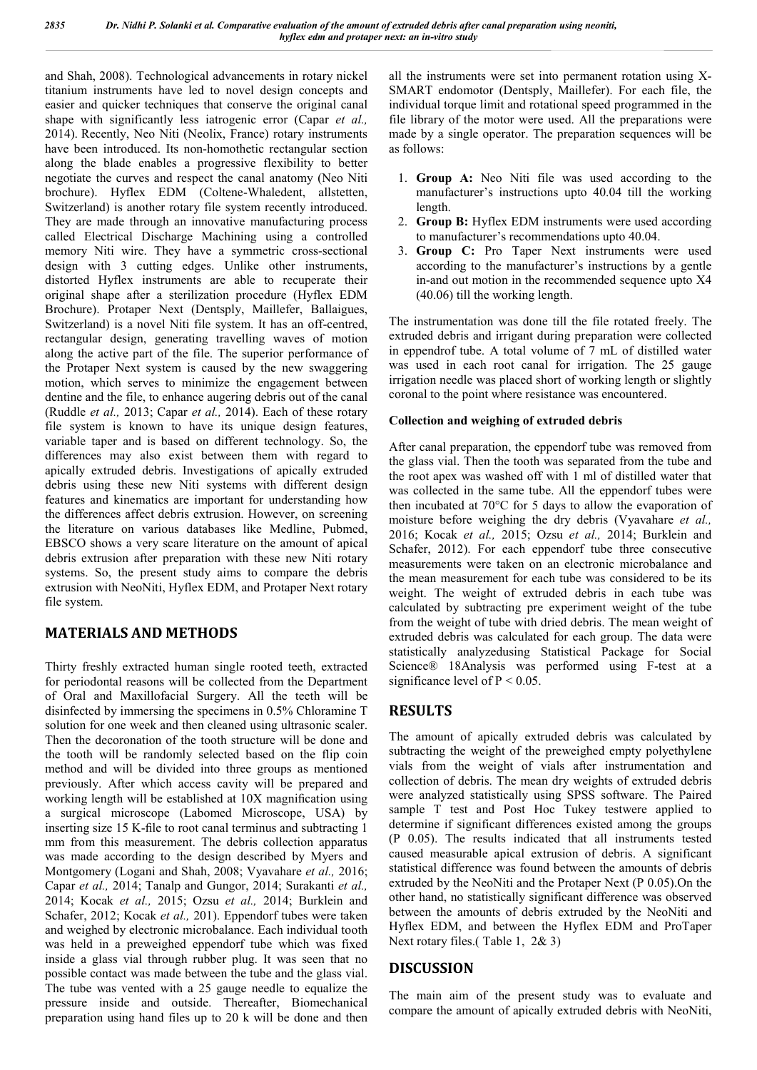and Shah, 2008). Technological advancements in rotary nickel titanium instruments have led to novel design concepts and easier and quicker techniques that conserve the original canal shape with significantly less iatrogenic error (Capar *et al.,* 2014). Recently, Neo Niti (Neolix, France) rotary instruments have been introduced. Its non-homothetic rectangular section along the blade enables a progressive flexibility to better negotiate the curves and respect the canal anatomy (Neo Niti brochure). Hyflex EDM (Coltene-Whaledent, allstetten, Switzerland) is another rotary file system recently introduced. They are made through an innovative manufacturing process called Electrical Discharge Machining using a controlled memory Niti wire. They have a symmetric cross-sectional design with 3 cutting edges. Unlike other instruments, distorted Hyflex instruments are able to recuperate their original shape after a sterilization procedure (Hyflex EDM Brochure). Protaper Next (Dentsply, Maillefer, Ballaigues, Switzerland) is a novel Niti file system. It has an off-centred, rectangular design, generating travelling waves of motion along the active part of the file. The superior performance of the Protaper Next system is caused by the new swaggering motion, which serves to minimize the engagement between dentine and the file, to enhance augering debris out of the canal (Ruddle *et al.,* 2013; Capar *et al.,* 2014). Each of these rotary file system is known to have its unique design features, variable taper and is based on different technology. So, the differences may also exist between them with regard to apically extruded debris. Investigations of apically extruded debris using these new Niti systems with different design features and kinematics are important for understanding how the differences affect debris extrusion. However, on screening the literature on various databases like Medline, Pubmed, EBSCO shows a very scare literature on the amount of apical debris extrusion after preparation with these new Niti rotary systems. So, the present study aims to compare the debris extrusion with NeoNiti, Hyflex EDM, and Protaper Next rotary file system.

## MATERIALS AND METHODS

Thirty freshly extracted human single rooted teeth, extracted for periodontal reasons will be collected from the Department of Oral and Maxillofacial Surgery. All the teeth will be disinfected by immersing the specimens in 0.5% Chloramine T solution for one week and then cleaned using ultrasonic scaler. Then the decoronation of the tooth structure will be done and the tooth will be randomly selected based on the flip coin method and will be divided into three groups as mentioned previously. After which access cavity will be prepared and working length will be established at 10X magnification using a surgical microscope (Labomed Microscope, USA) by inserting size 15 K-file to root canal terminus and subtracting 1 mm from this measurement. The debris collection apparatus was made according to the design described by Myers and Montgomery (Logani and Shah, 2008; Vyavahare *et al.,* 2016; Capar *et al.,* 2014; Tanalp and Gungor, 2014; Surakanti *et al.,* 2014; Kocak *et al.,* 2015; Ozsu *et al.,* 2014; Burklein and Schafer, 2012; Kocak *et al.,* 201). Eppendorf tubes were taken and weighed by electronic microbalance. Each individual tooth was held in a preweighed eppendorf tube which was fixed inside a glass vial through rubber plug. It was seen that no possible contact was made between the tube and the glass vial. The tube was vented with a 25 gauge needle to equalize the pressure inside and outside. Thereafter, Biomechanical preparation using hand files up to 20 k will be done and then all the instruments were set into permanent rotation using X-SMART endomotor (Dentsply, Maillefer). For each file, the individual torque limit and rotational speed programmed in the file library of the motor were used. All the preparations were made by a single operator. The preparation sequences will be as follows:

1. **Group A:** Neo Niti file was used according to the manufacturer's instructions upto 40.04 till the working length.
2. **Group B:** Hyflex EDM instruments were used according to manufacturer's recommendations upto 40.04.
3. **Group C:** Pro Taper Next instruments were used according to the manufacturer's instructions by a gentle in-and out motion in the recommended sequence upto X4 (40.06) till the working length.

The instrumentation was done till the file rotated freely. The extruded debris and irrigant during preparation were collected in eppendrof tube. A total volume of 7 mL of distilled water was used in each root canal for irrigation. The 25 gauge irrigation needle was placed short of working length or slightly coronal to the point where resistance was encountered.

### Collection and weighing of extruded debris

After canal preparation, the eppendorf tube was removed from the glass vial. Then the tooth was separated from the tube and the root apex was washed off with 1 ml of distilled water that was collected in the same tube. All the eppendorf tubes were then incubated at 70°C for 5 days to allow the evaporation of moisture before weighing the dry debris (Vyavahare *et al.,* 2016; Kocak *et al.,* 2015; Ozsu *et al.,* 2014; Burklein and Schafer, 2012). For each eppendorf tube three consecutive measurements were taken on an electronic microbalance and the mean measurement for each tube was considered to be its weight. The weight of extruded debris in each tube was calculated by subtracting pre experiment weight of the tube from the weight of tube with dried debris. The mean weight of extruded debris was calculated for each group. The data were statistically analyzedusing Statistical Package for Social Science® 18Analysis was performed using F-test at a significance level of $P < 0.05$.

## RESULTS

The amount of apically extruded debris was calculated by subtracting the weight of the preweighed empty polyethylene vials from the weight of vials after instrumentation and collection of debris. The mean dry weights of extruded debris were analyzed statistically using SPSS software. The Paired sample T test and Post Hoc Tukey testwere applied to determine if significant differences existed among the groups (P 0.05). The results indicated that all instruments tested caused measurable apical extrusion of debris. A significant statistical difference was found between the amounts of debris extruded by the NeoNiti and the Protaper Next (P 0.05).On the other hand, no statistically significant difference was observed between the amounts of debris extruded by the NeoNiti and Hyflex EDM, and between the Hyflex EDM and ProTaper Next rotary files.( Table 1, 2& 3)

## DISCUSSION

The main aim of the present study was to evaluate and compare the amount of apically extruded debris with NeoNiti,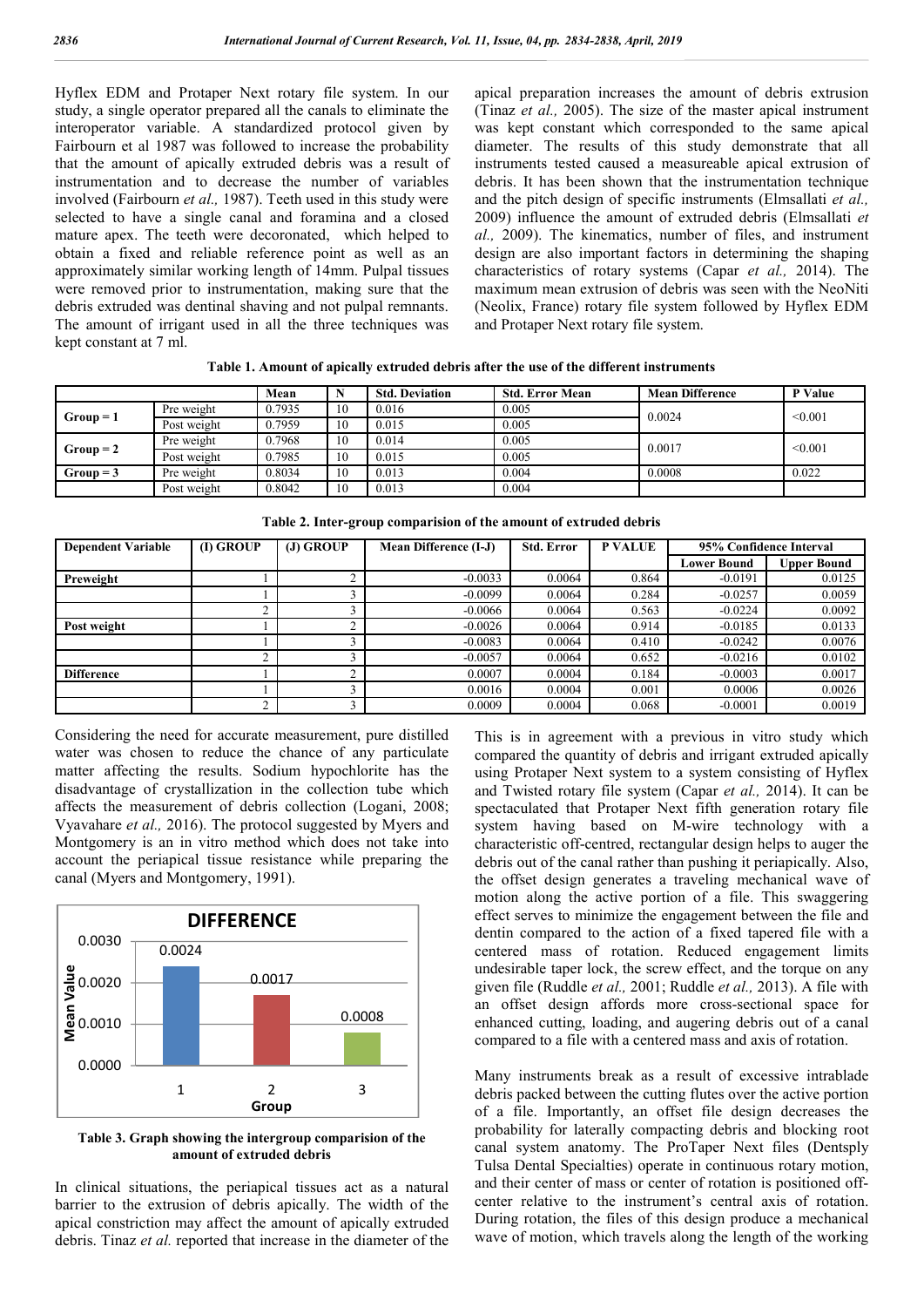Hyflex EDM and Protaper Next rotary file system. In our study, a single operator prepared all the canals to eliminate the interoperator variable. A standardized protocol given by Fairbourn et al 1987 was followed to increase the probability that the amount of apically extruded debris was a result of instrumentation and to decrease the number of variables involved (Fairbourn *et al.,* 1987). Teeth used in this study were selected to have a single canal and foramina and a closed mature apex. The teeth were decoronated, which helped to obtain a fixed and reliable reference point as well as an approximately similar working length of 14mm. Pulpal tissues were removed prior to instrumentation, making sure that the debris extruded was dentinal shaving and not pulpal remnants. The amount of irrigant used in all the three techniques was kept constant at 7 ml.

apical preparation increases the amount of debris extrusion (Tinaz *et al.,* 2005). The size of the master apical instrument was kept constant which corresponded to the same apical diameter. The results of this study demonstrate that all instruments tested caused a measureable apical extrusion of debris. It has been shown that the instrumentation technique and the pitch design of specific instruments (Elmsallati *et al.,* 2009) influence the amount of extruded debris (Elmsallati *et al.,* 2009). The kinematics, number of files, and instrument design are also important factors in determining the shaping characteristics of rotary systems (Capar *et al.,* 2014). The maximum mean extrusion of debris was seen with the NeoNiti (Neolix, France) rotary file system followed by Hyflex EDM and Protaper Next rotary file system.

**Table 1. Amount of apically extruded debris after the use of the different instruments**

| | | Mean | N | Std. Deviation | Std. Error Mean | Mean Difference | P Value |
|---|---|---|---|---|---|---|---|
| Group = 1 | Pre weight | 0.7935 | 10 | 0.016 | 0.005 | 0.0024 | <0.001 |
| | Post weight | 0.7959 | 10 | 0.015 | 0.005 | | |
| Group = 2 | Pre weight | 0.7968 | 10 | 0.014 | 0.005 | 0.0017 | <0.001 |
| | Post weight | 0.7985 | 10 | 0.015 | 0.005 | | |
| Group = 3 | Pre weight | 0.8034 | 10 | 0.013 | 0.004 | 0.0008 | 0.022 |
| | Post weight | 0.8042 | 10 | 0.013 | 0.004 | | |

**Table 2. Inter-group comparision of the amount of extruded debris**

| Dependent Variable | (I) GROUP | (J) GROUP | Mean Difference (I-J) | Std. Error | P VALUE | 95% Confidence Interval | |
|---|---|---|---|---|---|---|---|
| | | | | | | Lower Bound | Upper Bound |
| Preweight | 1 | 2 | -0.0033 | 0.0064 | 0.864 | -0.0191 | 0.0125 |
| | 1 | 3 | -0.0099 | 0.0064 | 0.284 | -0.0257 | 0.0059 |
| | 2 | 3 | -0.0066 | 0.0064 | 0.563 | -0.0224 | 0.0092 |
| Post weight | 1 | 2 | -0.0026 | 0.0064 | 0.914 | -0.0185 | 0.0133 |
| | 1 | 3 | -0.0083 | 0.0064 | 0.410 | -0.0242 | 0.0076 |
| | 2 | 3 | -0.0057 | 0.0064 | 0.652 | -0.0216 | 0.0102 |
| Difference | 1 | 2 | 0.0007 | 0.0004 | 0.184 | -0.0003 | 0.0017 |
| | 1 | 3 | 0.0016 | 0.0004 | 0.001 | 0.0006 | 0.0026 |
| | 2 | 3 | 0.0009 | 0.0004 | 0.068 | -0.0001 | 0.0019 |

Considering the need for accurate measurement, pure distilled water was chosen to reduce the chance of any particulate matter affecting the results. Sodium hypochlorite has the disadvantage of crystallization in the collection tube which affects the measurement of debris collection (Logani, 2008; Vyavahare *et al.,* 2016). The protocol suggested by Myers and Montgomery is an in vitro method which does not take into account the periapical tissue resistance while preparing the canal (Myers and Montgomery, 1991).

**Table 3. Graph showing the intergroup comparision of the amount of extruded debris**

In clinical situations, the periapical tissues act as a natural barrier to the extrusion of debris apically. The width of the apical constriction may affect the amount of apically extruded debris. Tinaz *et al.* reported that increase in the diameter of the

This is in agreement with a previous in vitro study which compared the quantity of debris and irrigant extruded apically using Protaper Next system to a system consisting of Hyflex and Twisted rotary file system (Capar *et al.,* 2014). It can be spectaculated that Protaper Next fifth generation rotary file system having based on M-wire technology with a characteristic off-centred, rectangular design helps to auger the debris out of the canal rather than pushing it periapically. Also, the offset design generates a traveling mechanical wave of motion along the active portion of a file. This swaggering effect serves to minimize the engagement between the file and dentin compared to the action of a fixed tapered file with a centered mass of rotation. Reduced engagement limits undesirable taper lock, the screw effect, and the torque on any given file (Ruddle *et al.,* 2001; Ruddle *et al.,* 2013). A file with an offset design affords more cross-sectional space for enhanced cutting, loading, and augering debris out of a canal compared to a file with a centered mass and axis of rotation.

Many instruments break as a result of excessive intrablade debris packed between the cutting flutes over the active portion of a file. Importantly, an offset file design decreases the probability for laterally compacting debris and blocking root canal system anatomy. The ProTaper Next files (Dentsply Tulsa Dental Specialties) operate in continuous rotary motion, and their center of mass or center of rotation is positioned off-center relative to the instrument's central axis of rotation. During rotation, the files of this design produce a mechanical wave of motion, which travels along the length of the working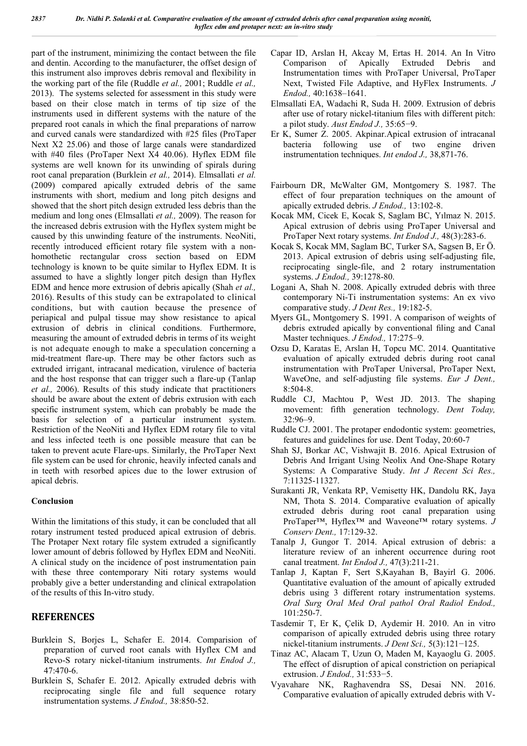part of the instrument, minimizing the contact between the file and dentin. According to the manufacturer, the offset design of this instrument also improves debris removal and flexibility in the working part of the file (Ruddle *et al.,* 2001; Ruddle *et al.,* 2013). The systems selected for assessment in this study were based on their close match in terms of tip size of the instruments used in different systems with the nature of the prepared root canals in which the final preparations of narrow and curved canals were standardized with #25 files (ProTaper Next X2 25.06) and those of large canals were standardized with #40 files (ProTaper Next X4 40.06). Hyflex EDM file systems are well known for its unwinding of spirals during root canal preparation (Burklein *et al.,* 2014). Elmsallati *et al.* (2009) compared apically extruded debris of the same instruments with short, medium and long pitch designs and showed that the short pitch design extruded less debris than the medium and long ones (Elmsallati *et al.,* 2009). The reason for the increased debris extrusion with the Hyflex system might be caused by this unwinding feature of the instruments. NeoNiti, recently introduced efficient rotary file system with a non-homothetic rectangular cross section based on EDM technology is known to be quite similar to Hyflex EDM. It is assumed to have a slightly longer pitch design than Hyflex EDM and hence more extrusion of debris apically (Shah *et al.,* 2016). Results of this study can be extrapolated to clinical conditions, but with caution because the presence of periapical and pulpal tissue may show resistance to apical extrusion of debris in clinical conditions. Furthermore, measuring the amount of extruded debris in terms of its weight is not adequate enough to make a speculation concerning a mid-treatment flare-up. There may be other factors such as extruded irrigant, intracanal medication, virulence of bacteria and the host response that can trigger such a flare-up (Tanlap *et al.,* 2006). Results of this study indicate that practitioners should be aware about the extent of debris extrusion with each specific instrument system, which can probably be made the basis for selection of a particular instrument system. Restriction of the NeoNiti and Hyflex EDM rotary file to vital and less infected teeth is one possible measure that can be taken to prevent acute Flare-ups. Similarly, the ProTaper Next file system can be used for chronic, heavily infected canals and in teeth with resorbed apices due to the lower extrusion of apical debris.

### Conclusion

Within the limitations of this study, it can be concluded that all rotary instrument tested produced apical extrusion of debris. The Protaper Next rotary file system extruded a significantly lower amount of debris followed by Hyflex EDM and NeoNiti. A clinical study on the incidence of post instrumentation pain with these three contemporary Niti rotary systems would probably give a better understanding and clinical extrapolation of the results of this In-vitro study.

## REFERENCES

- Burklein S, Borjes L, Schafer E. 2014. Comparision of preparation of curved root canals with Hyflex CM and Revo-S rotary nickel-titanium instruments. *Int Endod J.,* 47:470-6.
- Burklein S, Schafer E. 2012. Apically extruded debris with reciprocating single file and full sequence rotary instrumentation systems. *J Endod.,* 38:850-52.
- Capar ID, Arslan H, Akcay M, Ertas H. 2014. An In Vitro Comparison of Apically Extruded Debris and Instrumentation times with ProTaper Universal, ProTaper Next, Twisted File Adaptive, and HyFlex Instruments. *J Endod.,* 40:1638–1641.
- Elmsallati EA, Wadachi R, Suda H. 2009. Extrusion of debris after use of rotary nickel-titanium files with different pitch: a pilot study. *Aust Endod J.,* 35:65−9.
- Er K, Sumer Z. 2005. Akpinar.Apical extrusion of intracanal bacteria following use of two engine driven instrumentation techniques. *Int endod J.,* 38,871-76.
- Fairbourn DR, McWalter GM, Montgomery S. 1987. The effect of four preparation techniques on the amount of apically extruded debris. *J Endod.,* 13:102-8.
- Kocak MM, Cicek E, Kocak S, Saglam BC, Yılmaz N. 2015. Apical extrusion of debris using ProTaper Universal and ProTaper Next rotary systems. *Int Endod J.,* 48(3):283-6.
- Kocak S, Kocak MM, Saglam BC, Turker SA, Sagsen B, Er Ö. 2013. Apical extrusion of debris using self-adjusting file, reciprocating single-file, and 2 rotary instrumentation systems. *J Endod.,* 39:1278-80.
- Logani A, Shah N. 2008. Apically extruded debris with three contemporary Ni-Ti instrumentation systems: An ex vivo comparative study. *J Dent Res.,* 19:182-5.
- Myers GL, Montgomery S. 1991. A comparison of weights of debris extruded apically by conventional filing and Canal Master techniques. *J Endod.,* 17:275–9.
- Ozsu D, Karatas E, Arslan H, Topcu MC. 2014. Quantitative evaluation of apically extruded debris during root canal instrumentation with ProTaper Universal, ProTaper Next, WaveOne, and self-adjusting file systems. *Eur J Dent.,* 8:504-8.
- Ruddle CJ, Machtou P, West JD. 2013. The shaping movement: fifth generation technology. *Dent Today,* 32:96–9.
- Ruddle CJ. 2001. The protaper endodontic system: geometries, features and guidelines for use. Dent Today, 20:60-7
- Shah SJ, Borkar AC, Vishwajit B. 2016. Apical Extrusion of Debris And Irrigant Using Neolix And One-Shape Rotary Systems: A Comparative Study. *Int J Recent Sci Res.,* 7:11325-11327.
- Surakanti JR, Venkata RP, Vemisetty HK, Dandolu RK, Jaya NM, Thota S. 2014. Comparative evaluation of apically extruded debris during root canal preparation using ProTaper™, Hyflex™ and Waveone™ rotary systems. *J Conserv Dent.,* 17:129-32.
- Tanalp J, Gungor T. 2014. Apical extrusion of debris: a literature review of an inherent occurrence during root canal treatment. *Int Endod J.,* 47(3):211-21.
- Tanlap J, Kaptan F, Sert S,Kayahan B, Bayirl G. 2006. Quantitative evaluation of the amount of apically extruded debris using 3 different rotary instrumentation systems. *Oral Surg Oral Med Oral pathol Oral Radiol Endod.,* 101:250-7.
- Tasdemir T, Er K, Çelik D, Aydemir H. 2010. An in vitro comparison of apically extruded debris using three rotary nickel-titanium instruments. *J Dent Sci.,* 5(3):121−125.
- Tinaz AC, Alacam T, Uzun O, Maden M, Kayaoglu G. 2005. The effect of disruption of apical constriction on periapical extrusion. *J Endod.,* 31:533−5.
- Vyavahare NK, Raghavendra SS, Desai NN. 2016. Comparative evaluation of apically extruded debris with V-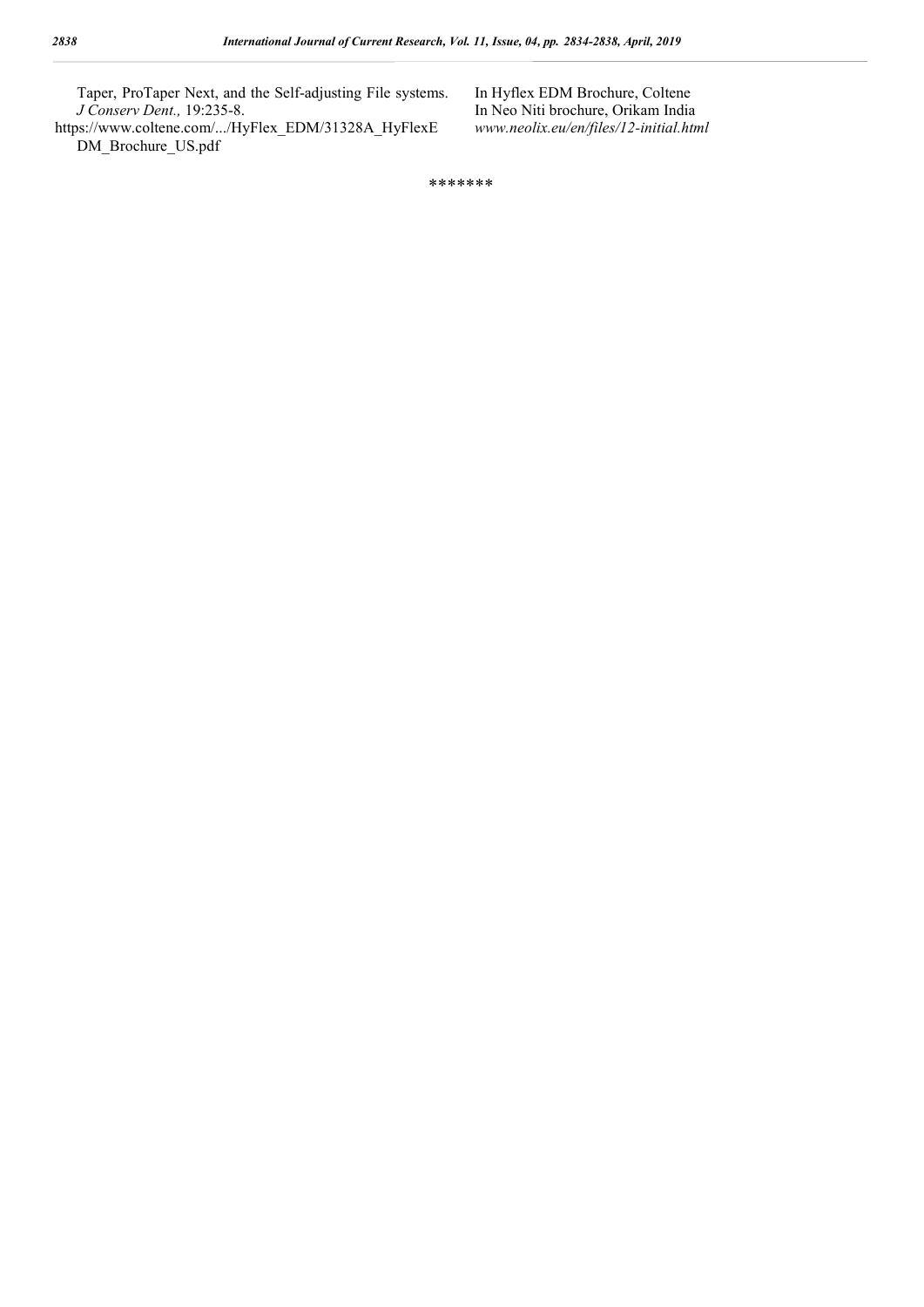Taper, ProTaper Next, and the Self-adjusting File systems. *J Conserv Dent.,* 19:235-8.

https://www.coltene.com/.../HyFlex_EDM/31328A_HyFlexEDM_Brochure_US.pdf

In Hyflex EDM Brochure, Coltene

In Neo Niti brochure, Orikam India

*www.neolix.eu/en/files/12-initial.html*

*******